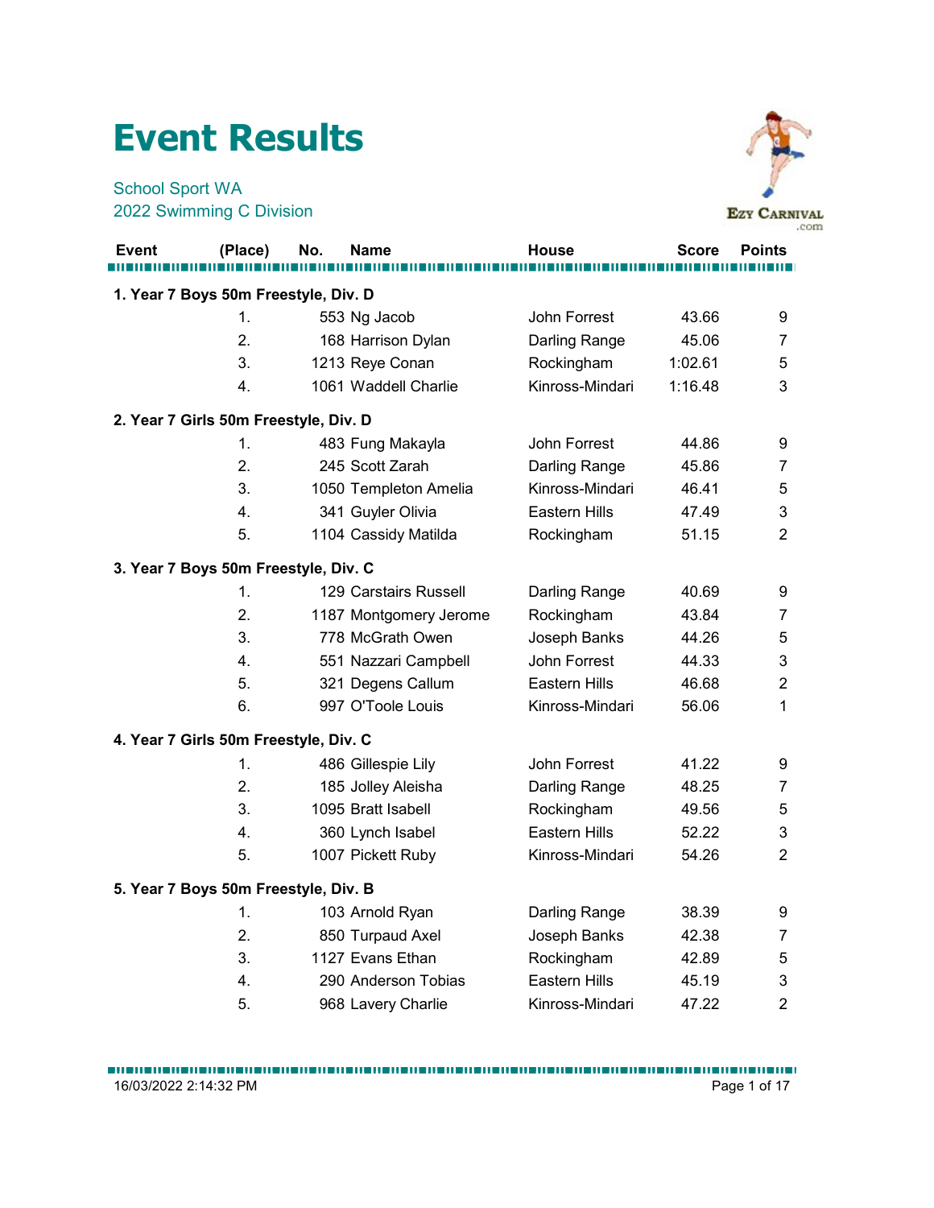# Event Results

School Sport WA
2022 Swimming C Division

| Event | (Place) | No. | Name | House | Score | Points |
|---|---|---|---|---|---|---|
| **1. Year 7 Boys 50m Freestyle, Div. D** | | | | | | |
| | 1. | 553 | Ng Jacob | John Forrest | 43.66 | 9 |
| | 2. | 168 | Harrison Dylan | Darling Range | 45.06 | 7 |
| | 3. | 1213 | Reye Conan | Rockingham | 1:02.61 | 5 |
| | 4. | 1061 | Waddell Charlie | Kinross-Mindari | 1:16.48 | 3 |
| **2. Year 7 Girls 50m Freestyle, Div. D** | | | | | | |
| | 1. | 483 | Fung Makayla | John Forrest | 44.86 | 9 |
| | 2. | 245 | Scott Zarah | Darling Range | 45.86 | 7 |
| | 3. | 1050 | Templeton Amelia | Kinross-Mindari | 46.41 | 5 |
| | 4. | 341 | Guyler Olivia | Eastern Hills | 47.49 | 3 |
| | 5. | 1104 | Cassidy Matilda | Rockingham | 51.15 | 2 |
| **3. Year 7 Boys 50m Freestyle, Div. C** | | | | | | |
| | 1. | 129 | Carstairs Russell | Darling Range | 40.69 | 9 |
| | 2. | 1187 | Montgomery Jerome | Rockingham | 43.84 | 7 |
| | 3. | 778 | McGrath Owen | Joseph Banks | 44.26 | 5 |
| | 4. | 551 | Nazzari Campbell | John Forrest | 44.33 | 3 |
| | 5. | 321 | Degens Callum | Eastern Hills | 46.68 | 2 |
| | 6. | 997 | O'Toole Louis | Kinross-Mindari | 56.06 | 1 |
| **4. Year 7 Girls 50m Freestyle, Div. C** | | | | | | |
| | 1. | 486 | Gillespie Lily | John Forrest | 41.22 | 9 |
| | 2. | 185 | Jolley Aleisha | Darling Range | 48.25 | 7 |
| | 3. | 1095 | Bratt Isabell | Rockingham | 49.56 | 5 |
| | 4. | 360 | Lynch Isabel | Eastern Hills | 52.22 | 3 |
| | 5. | 1007 | Pickett Ruby | Kinross-Mindari | 54.26 | 2 |
| **5. Year 7 Boys 50m Freestyle, Div. B** | | | | | | |
| | 1. | 103 | Arnold Ryan | Darling Range | 38.39 | 9 |
| | 2. | 850 | Turpaud Axel | Joseph Banks | 42.38 | 7 |
| | 3. | 1127 | Evans Ethan | Rockingham | 42.89 | 5 |
| | 4. | 290 | Anderson Tobias | Eastern Hills | 45.19 | 3 |
| | 5. | 968 | Lavery Charlie | Kinross-Mindari | 47.22 | 2 |

16/03/2022 2:14:32 PM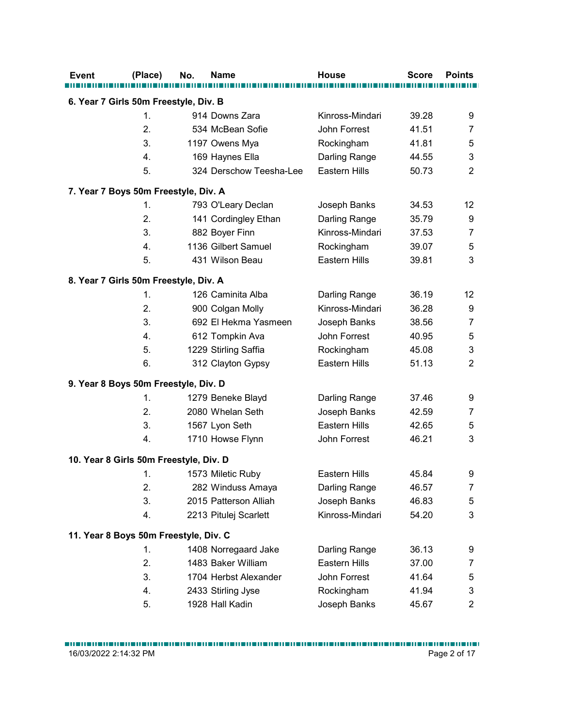| Event | (Place) | No. | Name | House | Score | Points |
|---|---|---|---|---|---|---|
| **6. Year 7 Girls 50m Freestyle, Div. B** | | | | | | |
| | 1. | 914 | Downs Zara | Kinross-Mindari | 39.28 | 9 |
| | 2. | 534 | McBean Sofie | John Forrest | 41.51 | 7 |
| | 3. | 1197 | Owens Mya | Rockingham | 41.81 | 5 |
| | 4. | 169 | Haynes Ella | Darling Range | 44.55 | 3 |
| | 5. | 324 | Derschow Teesha-Lee | Eastern Hills | 50.73 | 2 |
| **7. Year 7 Boys 50m Freestyle, Div. A** | | | | | | |
| | 1. | 793 | O'Leary Declan | Joseph Banks | 34.53 | 12 |
| | 2. | 141 | Cordingley Ethan | Darling Range | 35.79 | 9 |
| | 3. | 882 | Boyer Finn | Kinross-Mindari | 37.53 | 7 |
| | 4. | 1136 | Gilbert Samuel | Rockingham | 39.07 | 5 |
| | 5. | 431 | Wilson Beau | Eastern Hills | 39.81 | 3 |
| **8. Year 7 Girls 50m Freestyle, Div. A** | | | | | | |
| | 1. | 126 | Caminita Alba | Darling Range | 36.19 | 12 |
| | 2. | 900 | Colgan Molly | Kinross-Mindari | 36.28 | 9 |
| | 3. | 692 | El Hekma Yasmeen | Joseph Banks | 38.56 | 7 |
| | 4. | 612 | Tompkin Ava | John Forrest | 40.95 | 5 |
| | 5. | 1229 | Stirling Saffia | Rockingham | 45.08 | 3 |
| | 6. | 312 | Clayton Gypsy | Eastern Hills | 51.13 | 2 |
| **9. Year 8 Boys 50m Freestyle, Div. D** | | | | | | |
| | 1. | 1279 | Beneke Blayd | Darling Range | 37.46 | 9 |
| | 2. | 2080 | Whelan Seth | Joseph Banks | 42.59 | 7 |
| | 3. | 1567 | Lyon Seth | Eastern Hills | 42.65 | 5 |
| | 4. | 1710 | Howse Flynn | John Forrest | 46.21 | 3 |
| **10. Year 8 Girls 50m Freestyle, Div. D** | | | | | | |
| | 1. | 1573 | Miletic Ruby | Eastern Hills | 45.84 | 9 |
| | 2. | 282 | Winduss Amaya | Darling Range | 46.57 | 7 |
| | 3. | 2015 | Patterson Alliah | Joseph Banks | 46.83 | 5 |
| | 4. | 2213 | Pitulej Scarlett | Kinross-Mindari | 54.20 | 3 |
| **11. Year 8 Boys 50m Freestyle, Div. C** | | | | | | |
| | 1. | 1408 | Norregaard Jake | Darling Range | 36.13 | 9 |
| | 2. | 1483 | Baker William | Eastern Hills | 37.00 | 7 |
| | 3. | 1704 | Herbst Alexander | John Forrest | 41.64 | 5 |
| | 4. | 2433 | Stirling Jyse | Rockingham | 41.94 | 3 |
| | 5. | 1928 | Hall Kadin | Joseph Banks | 45.67 | 2 |

16/03/2022 2:14:32 PM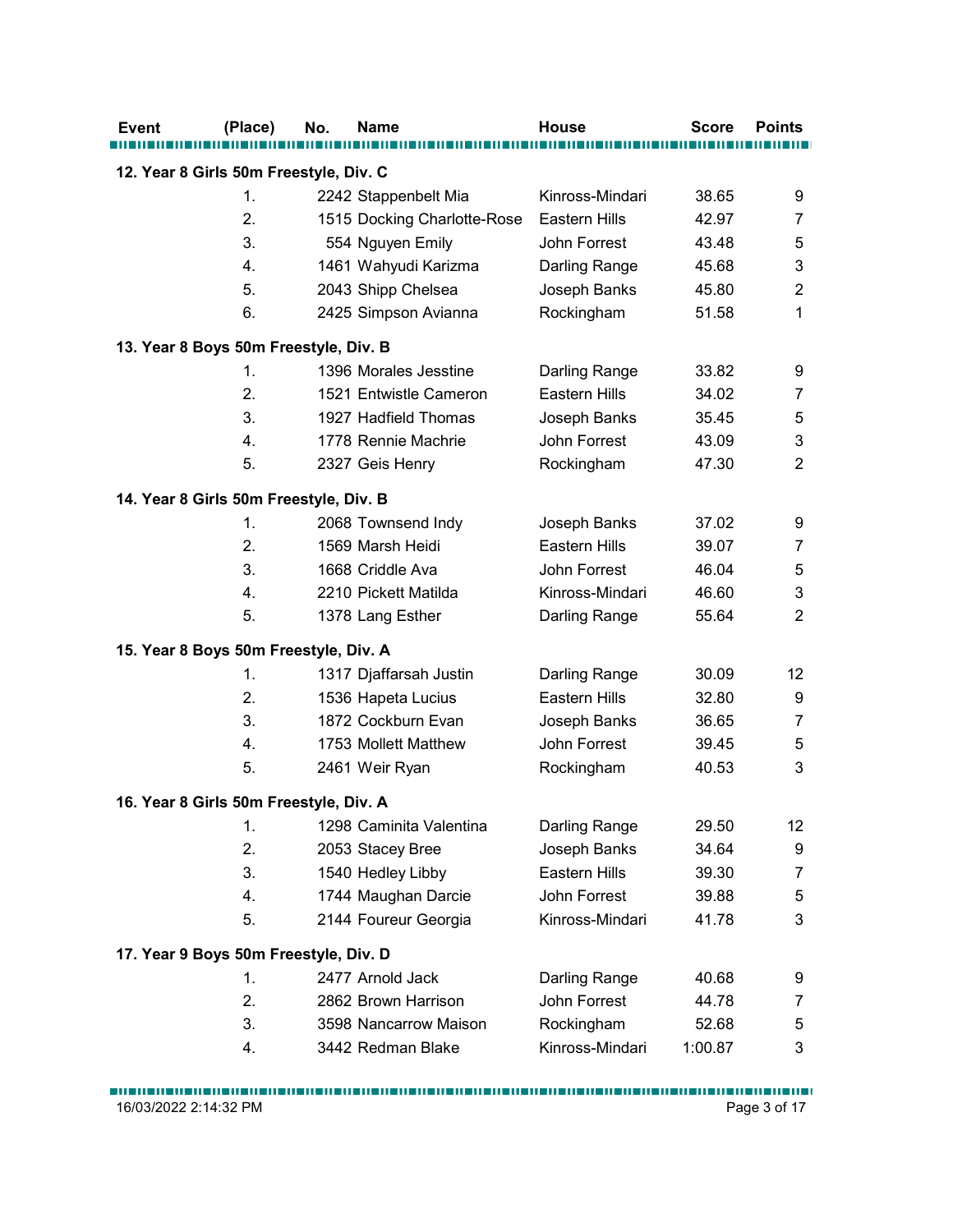| Event | (Place) | No. | Name | House | Score | Points |
|---|---|---|---|---|---|---|
| **12. Year 8 Girls 50m Freestyle, Div. C** | | | | | | |
| | 1. | 2242 | Stappenbelt Mia | Kinross-Mindari | 38.65 | 9 |
| | 2. | 1515 | Docking Charlotte-Rose | Eastern Hills | 42.97 | 7 |
| | 3. | 554 | Nguyen Emily | John Forrest | 43.48 | 5 |
| | 4. | 1461 | Wahyudi Karizma | Darling Range | 45.68 | 3 |
| | 5. | 2043 | Shipp Chelsea | Joseph Banks | 45.80 | 2 |
| | 6. | 2425 | Simpson Avianna | Rockingham | 51.58 | 1 |
| **13. Year 8 Boys 50m Freestyle, Div. B** | | | | | | |
| | 1. | 1396 | Morales Jesstine | Darling Range | 33.82 | 9 |
| | 2. | 1521 | Entwistle Cameron | Eastern Hills | 34.02 | 7 |
| | 3. | 1927 | Hadfield Thomas | Joseph Banks | 35.45 | 5 |
| | 4. | 1778 | Rennie Machrie | John Forrest | 43.09 | 3 |
| | 5. | 2327 | Geis Henry | Rockingham | 47.30 | 2 |
| **14. Year 8 Girls 50m Freestyle, Div. B** | | | | | | |
| | 1. | 2068 | Townsend Indy | Joseph Banks | 37.02 | 9 |
| | 2. | 1569 | Marsh Heidi | Eastern Hills | 39.07 | 7 |
| | 3. | 1668 | Criddle Ava | John Forrest | 46.04 | 5 |
| | 4. | 2210 | Pickett Matilda | Kinross-Mindari | 46.60 | 3 |
| | 5. | 1378 | Lang Esther | Darling Range | 55.64 | 2 |
| **15. Year 8 Boys 50m Freestyle, Div. A** | | | | | | |
| | 1. | 1317 | Djaffarsah Justin | Darling Range | 30.09 | 12 |
| | 2. | 1536 | Hapeta Lucius | Eastern Hills | 32.80 | 9 |
| | 3. | 1872 | Cockburn Evan | Joseph Banks | 36.65 | 7 |
| | 4. | 1753 | Mollett Matthew | John Forrest | 39.45 | 5 |
| | 5. | 2461 | Weir Ryan | Rockingham | 40.53 | 3 |
| **16. Year 8 Girls 50m Freestyle, Div. A** | | | | | | |
| | 1. | 1298 | Caminita Valentina | Darling Range | 29.50 | 12 |
| | 2. | 2053 | Stacey Bree | Joseph Banks | 34.64 | 9 |
| | 3. | 1540 | Hedley Libby | Eastern Hills | 39.30 | 7 |
| | 4. | 1744 | Maughan Darcie | John Forrest | 39.88 | 5 |
| | 5. | 2144 | Foureur Georgia | Kinross-Mindari | 41.78 | 3 |
| **17. Year 9 Boys 50m Freestyle, Div. D** | | | | | | |
| | 1. | 2477 | Arnold Jack | Darling Range | 40.68 | 9 |
| | 2. | 2862 | Brown Harrison | John Forrest | 44.78 | 7 |
| | 3. | 3598 | Nancarrow Maison | Rockingham | 52.68 | 5 |
| | 4. | 3442 | Redman Blake | Kinross-Mindari | 1:00.87 | 3 |

16/03/2022 2:14:32 PM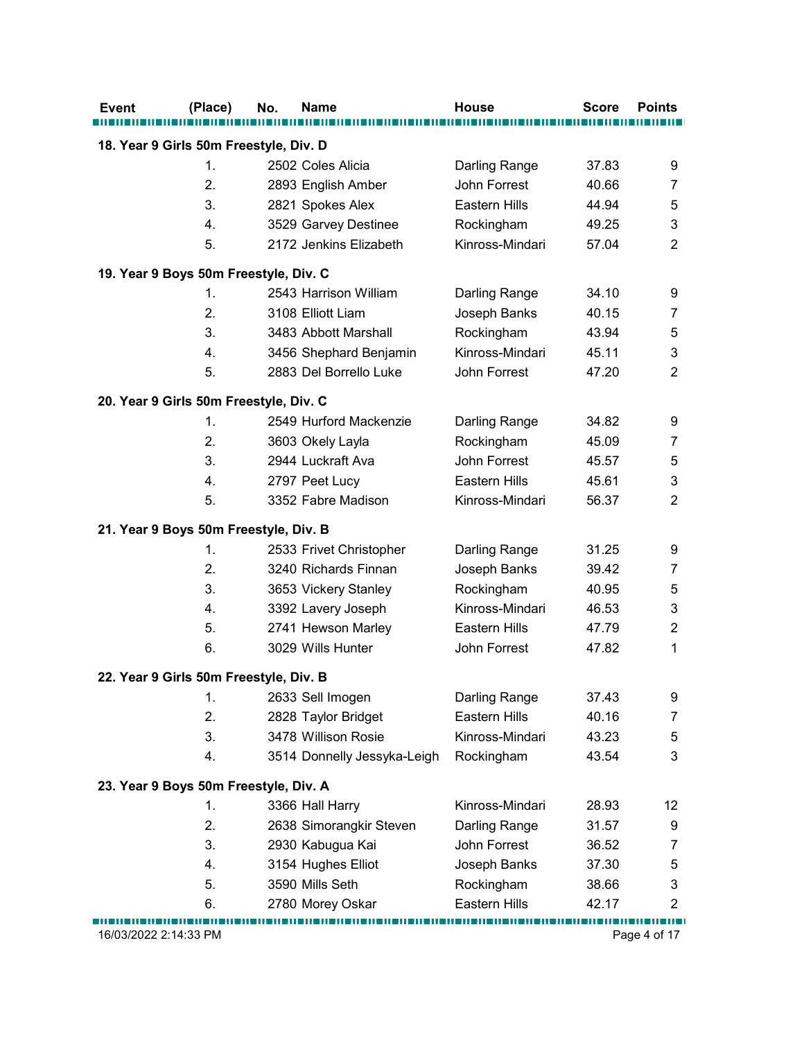| Event | (Place) | No. | Name | House | Score | Points |
|---|---|---|---|---|---|---|
| **18. Year 9 Girls 50m Freestyle, Div. D** | | | | | | |
| | 1. | 2502 | Coles Alicia | Darling Range | 37.83 | 9 |
| | 2. | 2893 | English Amber | John Forrest | 40.66 | 7 |
| | 3. | 2821 | Spokes Alex | Eastern Hills | 44.94 | 5 |
| | 4. | 3529 | Garvey Destinee | Rockingham | 49.25 | 3 |
| | 5. | 2172 | Jenkins Elizabeth | Kinross-Mindari | 57.04 | 2 |
| **19. Year 9 Boys 50m Freestyle, Div. C** | | | | | | |
| | 1. | 2543 | Harrison William | Darling Range | 34.10 | 9 |
| | 2. | 3108 | Elliott Liam | Joseph Banks | 40.15 | 7 |
| | 3. | 3483 | Abbott Marshall | Rockingham | 43.94 | 5 |
| | 4. | 3456 | Shephard Benjamin | Kinross-Mindari | 45.11 | 3 |
| | 5. | 2883 | Del Borrello Luke | John Forrest | 47.20 | 2 |
| **20. Year 9 Girls 50m Freestyle, Div. C** | | | | | | |
| | 1. | 2549 | Hurford Mackenzie | Darling Range | 34.82 | 9 |
| | 2. | 3603 | Okely Layla | Rockingham | 45.09 | 7 |
| | 3. | 2944 | Luckraft Ava | John Forrest | 45.57 | 5 |
| | 4. | 2797 | Peet Lucy | Eastern Hills | 45.61 | 3 |
| | 5. | 3352 | Fabre Madison | Kinross-Mindari | 56.37 | 2 |
| **21. Year 9 Boys 50m Freestyle, Div. B** | | | | | | |
| | 1. | 2533 | Frivet Christopher | Darling Range | 31.25 | 9 |
| | 2. | 3240 | Richards Finnan | Joseph Banks | 39.42 | 7 |
| | 3. | 3653 | Vickery Stanley | Rockingham | 40.95 | 5 |
| | 4. | 3392 | Lavery Joseph | Kinross-Mindari | 46.53 | 3 |
| | 5. | 2741 | Hewson Marley | Eastern Hills | 47.79 | 2 |
| | 6. | 3029 | Wills Hunter | John Forrest | 47.82 | 1 |
| **22. Year 9 Girls 50m Freestyle, Div. B** | | | | | | |
| | 1. | 2633 | Sell Imogen | Darling Range | 37.43 | 9 |
| | 2. | 2828 | Taylor Bridget | Eastern Hills | 40.16 | 7 |
| | 3. | 3478 | Willison Rosie | Kinross-Mindari | 43.23 | 5 |
| | 4. | 3514 | Donnelly Jessyka-Leigh | Rockingham | 43.54 | 3 |
| **23. Year 9 Boys 50m Freestyle, Div. A** | | | | | | |
| | 1. | 3366 | Hall Harry | Kinross-Mindari | 28.93 | 12 |
| | 2. | 2638 | Simorangkir Steven | Darling Range | 31.57 | 9 |
| | 3. | 2930 | Kabugua Kai | John Forrest | 36.52 | 7 |
| | 4. | 3154 | Hughes Elliot | Joseph Banks | 37.30 | 5 |
| | 5. | 3590 | Mills Seth | Rockingham | 38.66 | 3 |
| | 6. | 2780 | Morey Oskar | Eastern Hills | 42.17 | 2 |

16/03/2022 2:14:33 PM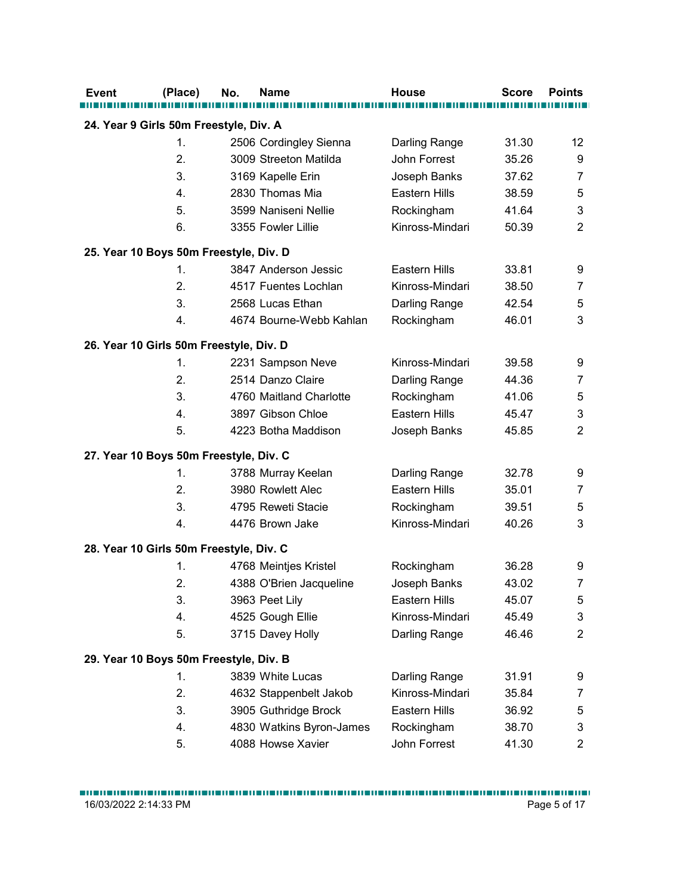| Event | (Place) | No. | Name | House | Score | Points |
|---|---|---|---|---|---|---|
| **24. Year 9 Girls 50m Freestyle, Div. A** | | | | | | |
| | 1. | 2506 | Cordingley Sienna | Darling Range | 31.30 | 12 |
| | 2. | 3009 | Streeton Matilda | John Forrest | 35.26 | 9 |
| | 3. | 3169 | Kapelle Erin | Joseph Banks | 37.62 | 7 |
| | 4. | 2830 | Thomas Mia | Eastern Hills | 38.59 | 5 |
| | 5. | 3599 | Naniseni Nellie | Rockingham | 41.64 | 3 |
| | 6. | 3355 | Fowler Lillie | Kinross-Mindari | 50.39 | 2 |
| **25. Year 10 Boys 50m Freestyle, Div. D** | | | | | | |
| | 1. | 3847 | Anderson Jessic | Eastern Hills | 33.81 | 9 |
| | 2. | 4517 | Fuentes Lochlan | Kinross-Mindari | 38.50 | 7 |
| | 3. | 2568 | Lucas Ethan | Darling Range | 42.54 | 5 |
| | 4. | 4674 | Bourne-Webb Kahlan | Rockingham | 46.01 | 3 |
| **26. Year 10 Girls 50m Freestyle, Div. D** | | | | | | |
| | 1. | 2231 | Sampson Neve | Kinross-Mindari | 39.58 | 9 |
| | 2. | 2514 | Danzo Claire | Darling Range | 44.36 | 7 |
| | 3. | 4760 | Maitland Charlotte | Rockingham | 41.06 | 5 |
| | 4. | 3897 | Gibson Chloe | Eastern Hills | 45.47 | 3 |
| | 5. | 4223 | Botha Maddison | Joseph Banks | 45.85 | 2 |
| **27. Year 10 Boys 50m Freestyle, Div. C** | | | | | | |
| | 1. | 3788 | Murray Keelan | Darling Range | 32.78 | 9 |
| | 2. | 3980 | Rowlett Alec | Eastern Hills | 35.01 | 7 |
| | 3. | 4795 | Reweti Stacie | Rockingham | 39.51 | 5 |
| | 4. | 4476 | Brown Jake | Kinross-Mindari | 40.26 | 3 |
| **28. Year 10 Girls 50m Freestyle, Div. C** | | | | | | |
| | 1. | 4768 | Meintjes Kristel | Rockingham | 36.28 | 9 |
| | 2. | 4388 | O'Brien Jacqueline | Joseph Banks | 43.02 | 7 |
| | 3. | 3963 | Peet Lily | Eastern Hills | 45.07 | 5 |
| | 4. | 4525 | Gough Ellie | Kinross-Mindari | 45.49 | 3 |
| | 5. | 3715 | Davey Holly | Darling Range | 46.46 | 2 |
| **29. Year 10 Boys 50m Freestyle, Div. B** | | | | | | |
| | 1. | 3839 | White Lucas | Darling Range | 31.91 | 9 |
| | 2. | 4632 | Stappenbelt Jakob | Kinross-Mindari | 35.84 | 7 |
| | 3. | 3905 | Guthridge Brock | Eastern Hills | 36.92 | 5 |
| | 4. | 4830 | Watkins Byron-James | Rockingham | 38.70 | 3 |
| | 5. | 4088 | Howse Xavier | John Forrest | 41.30 | 2 |

16/03/2022 2:14:33 PM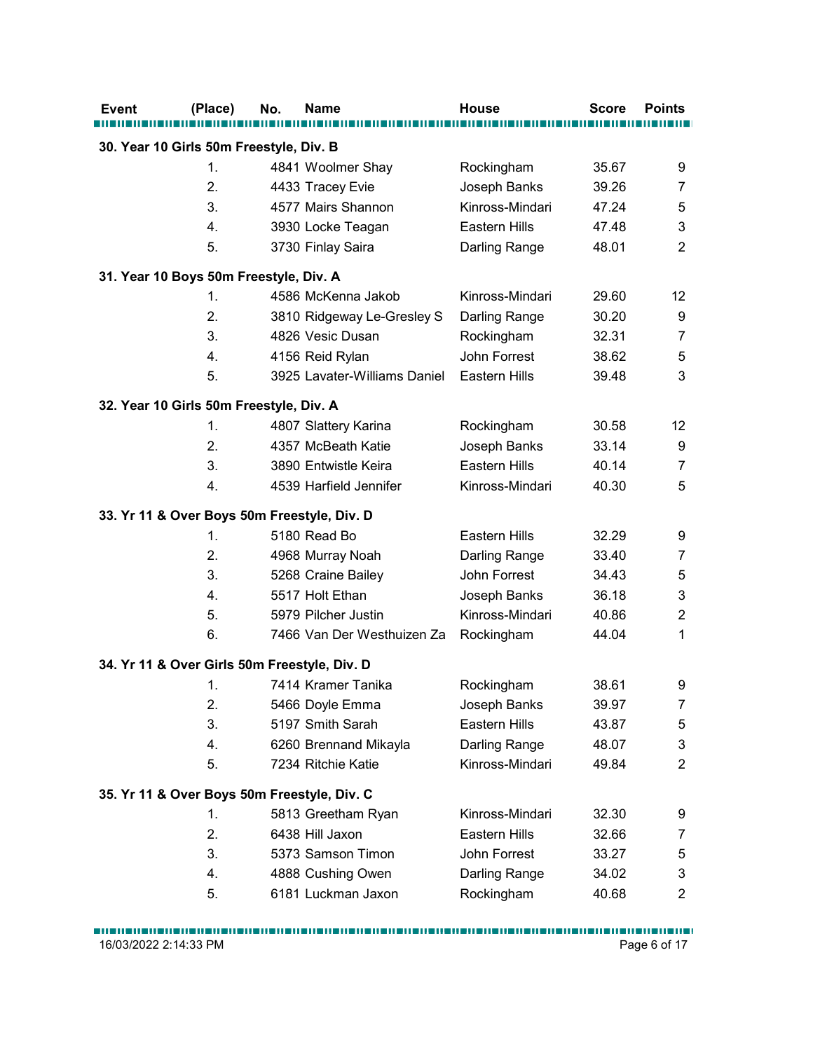| Event | (Place) | No. | Name | House | Score | Points |
|---|---|---|---|---|---|---|
| **30. Year 10 Girls 50m Freestyle, Div. B** | | | | | | |
| | 1. | 4841 | Woolmer Shay | Rockingham | 35.67 | 9 |
| | 2. | 4433 | Tracey Evie | Joseph Banks | 39.26 | 7 |
| | 3. | 4577 | Mairs Shannon | Kinross-Mindari | 47.24 | 5 |
| | 4. | 3930 | Locke Teagan | Eastern Hills | 47.48 | 3 |
| | 5. | 3730 | Finlay Saira | Darling Range | 48.01 | 2 |
| **31. Year 10 Boys 50m Freestyle, Div. A** | | | | | | |
| | 1. | 4586 | McKenna Jakob | Kinross-Mindari | 29.60 | 12 |
| | 2. | 3810 | Ridgeway Le-Gresley S | Darling Range | 30.20 | 9 |
| | 3. | 4826 | Vesic Dusan | Rockingham | 32.31 | 7 |
| | 4. | 4156 | Reid Rylan | John Forrest | 38.62 | 5 |
| | 5. | 3925 | Lavater-Williams Daniel | Eastern Hills | 39.48 | 3 |
| **32. Year 10 Girls 50m Freestyle, Div. A** | | | | | | |
| | 1. | 4807 | Slattery Karina | Rockingham | 30.58 | 12 |
| | 2. | 4357 | McBeath Katie | Joseph Banks | 33.14 | 9 |
| | 3. | 3890 | Entwistle Keira | Eastern Hills | 40.14 | 7 |
| | 4. | 4539 | Harfield Jennifer | Kinross-Mindari | 40.30 | 5 |
| **33. Yr 11 & Over Boys 50m Freestyle, Div. D** | | | | | | |
| | 1. | 5180 | Read Bo | Eastern Hills | 32.29 | 9 |
| | 2. | 4968 | Murray Noah | Darling Range | 33.40 | 7 |
| | 3. | 5268 | Craine Bailey | John Forrest | 34.43 | 5 |
| | 4. | 5517 | Holt Ethan | Joseph Banks | 36.18 | 3 |
| | 5. | 5979 | Pilcher Justin | Kinross-Mindari | 40.86 | 2 |
| | 6. | 7466 | Van Der Westhuizen Za | Rockingham | 44.04 | 1 |
| **34. Yr 11 & Over Girls 50m Freestyle, Div. D** | | | | | | |
| | 1. | 7414 | Kramer Tanika | Rockingham | 38.61 | 9 |
| | 2. | 5466 | Doyle Emma | Joseph Banks | 39.97 | 7 |
| | 3. | 5197 | Smith Sarah | Eastern Hills | 43.87 | 5 |
| | 4. | 6260 | Brennand Mikayla | Darling Range | 48.07 | 3 |
| | 5. | 7234 | Ritchie Katie | Kinross-Mindari | 49.84 | 2 |
| **35. Yr 11 & Over Boys 50m Freestyle, Div. C** | | | | | | |
| | 1. | 5813 | Greetham Ryan | Kinross-Mindari | 32.30 | 9 |
| | 2. | 6438 | Hill Jaxon | Eastern Hills | 32.66 | 7 |
| | 3. | 5373 | Samson Timon | John Forrest | 33.27 | 5 |
| | 4. | 4888 | Cushing Owen | Darling Range | 34.02 | 3 |
| | 5. | 6181 | Luckman Jaxon | Rockingham | 40.68 | 2 |

16/03/2022 2:14:33 PM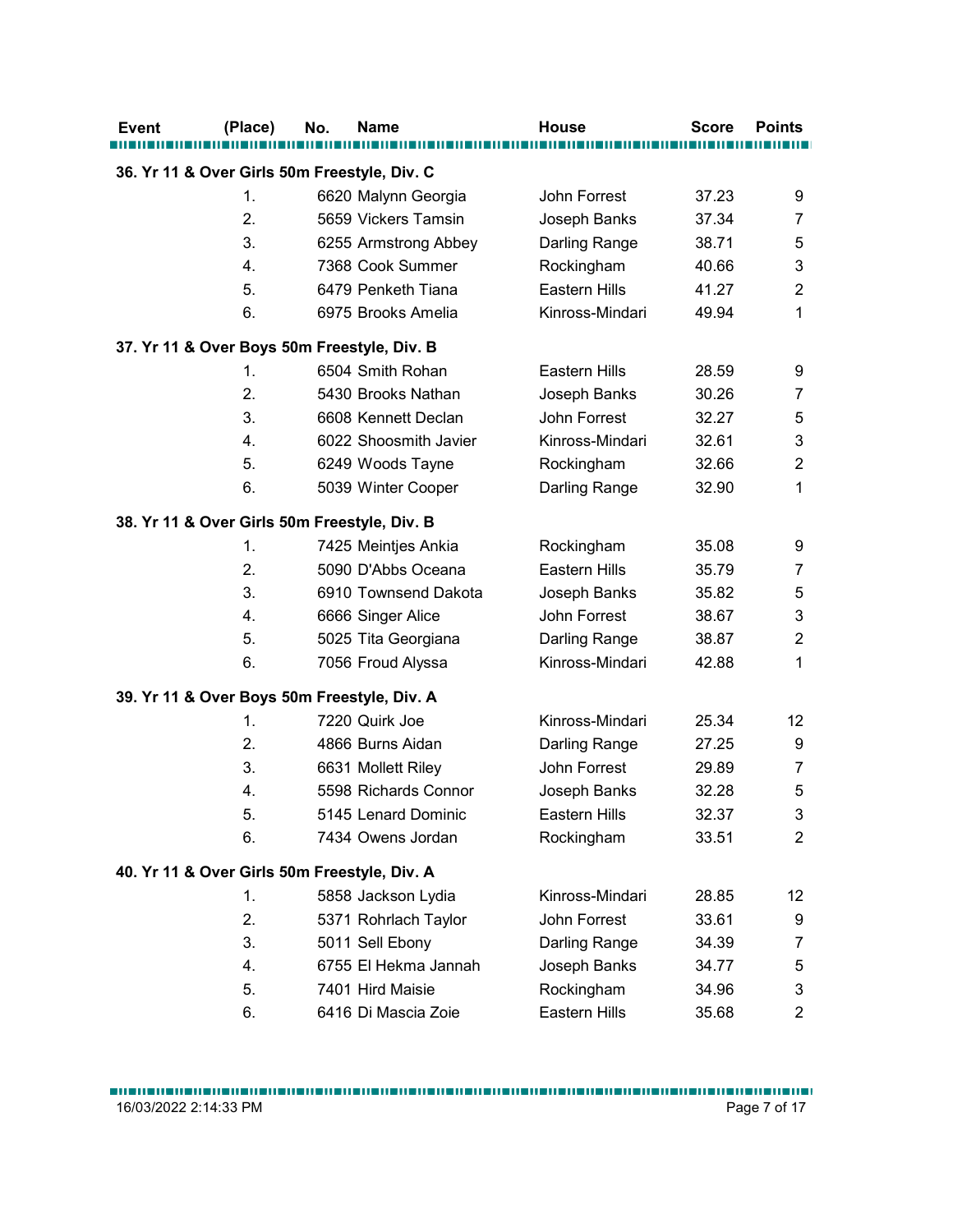| Event | (Place) | No. | Name | House | Score | Points |
|---|---|---|---|---|---|---|
| **36. Yr 11 & Over Girls 50m Freestyle, Div. C** | | | | | | |
| | 1. | 6620 | Malynn Georgia | John Forrest | 37.23 | 9 |
| | 2. | 5659 | Vickers Tamsin | Joseph Banks | 37.34 | 7 |
| | 3. | 6255 | Armstrong Abbey | Darling Range | 38.71 | 5 |
| | 4. | 7368 | Cook Summer | Rockingham | 40.66 | 3 |
| | 5. | 6479 | Penketh Tiana | Eastern Hills | 41.27 | 2 |
| | 6. | 6975 | Brooks Amelia | Kinross-Mindari | 49.94 | 1 |
| **37. Yr 11 & Over Boys 50m Freestyle, Div. B** | | | | | | |
| | 1. | 6504 | Smith Rohan | Eastern Hills | 28.59 | 9 |
| | 2. | 5430 | Brooks Nathan | Joseph Banks | 30.26 | 7 |
| | 3. | 6608 | Kennett Declan | John Forrest | 32.27 | 5 |
| | 4. | 6022 | Shoosmith Javier | Kinross-Mindari | 32.61 | 3 |
| | 5. | 6249 | Woods Tayne | Rockingham | 32.66 | 2 |
| | 6. | 5039 | Winter Cooper | Darling Range | 32.90 | 1 |
| **38. Yr 11 & Over Girls 50m Freestyle, Div. B** | | | | | | |
| | 1. | 7425 | Meintjes Ankia | Rockingham | 35.08 | 9 |
| | 2. | 5090 | D'Abbs Oceana | Eastern Hills | 35.79 | 7 |
| | 3. | 6910 | Townsend Dakota | Joseph Banks | 35.82 | 5 |
| | 4. | 6666 | Singer Alice | John Forrest | 38.67 | 3 |
| | 5. | 5025 | Tita Georgiana | Darling Range | 38.87 | 2 |
| | 6. | 7056 | Froud Alyssa | Kinross-Mindari | 42.88 | 1 |
| **39. Yr 11 & Over Boys 50m Freestyle, Div. A** | | | | | | |
| | 1. | 7220 | Quirk Joe | Kinross-Mindari | 25.34 | 12 |
| | 2. | 4866 | Burns Aidan | Darling Range | 27.25 | 9 |
| | 3. | 6631 | Mollett Riley | John Forrest | 29.89 | 7 |
| | 4. | 5598 | Richards Connor | Joseph Banks | 32.28 | 5 |
| | 5. | 5145 | Lenard Dominic | Eastern Hills | 32.37 | 3 |
| | 6. | 7434 | Owens Jordan | Rockingham | 33.51 | 2 |
| **40. Yr 11 & Over Girls 50m Freestyle, Div. A** | | | | | | |
| | 1. | 5858 | Jackson Lydia | Kinross-Mindari | 28.85 | 12 |
| | 2. | 5371 | Rohrlach Taylor | John Forrest | 33.61 | 9 |
| | 3. | 5011 | Sell Ebony | Darling Range | 34.39 | 7 |
| | 4. | 6755 | El Hekma Jannah | Joseph Banks | 34.77 | 5 |
| | 5. | 7401 | Hird Maisie | Rockingham | 34.96 | 3 |
| | 6. | 6416 | Di Mascia Zoie | Eastern Hills | 35.68 | 2 |

16/03/2022 2:14:33 PM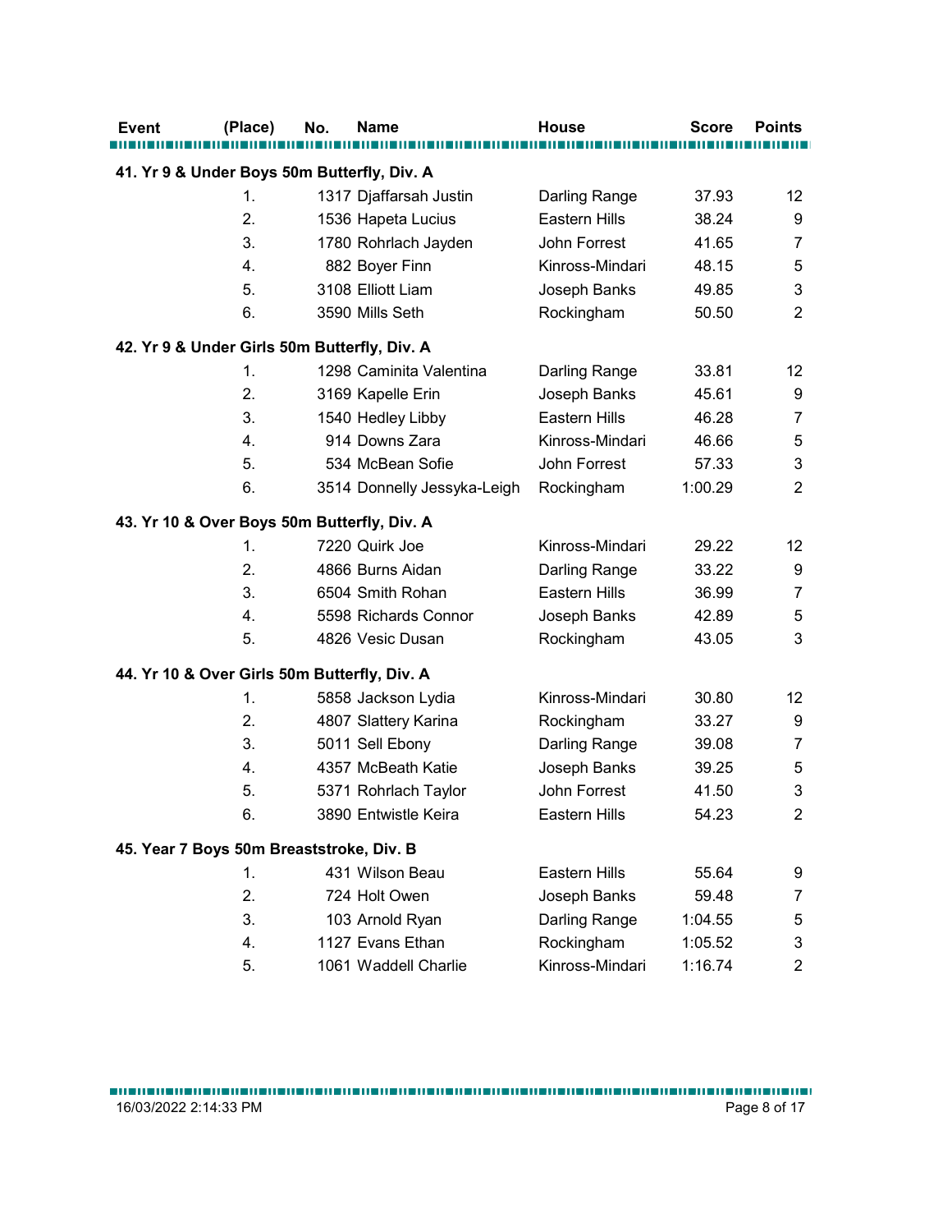| Event | (Place) | No. | Name | House | Score | Points |
|---|---|---|---|---|---|---|
| **41. Yr 9 & Under Boys 50m Butterfly, Div. A** | | | | | | |
| | 1. | 1317 | Djaffarsah Justin | Darling Range | 37.93 | 12 |
| | 2. | 1536 | Hapeta Lucius | Eastern Hills | 38.24 | 9 |
| | 3. | 1780 | Rohrlach Jayden | John Forrest | 41.65 | 7 |
| | 4. | 882 | Boyer Finn | Kinross-Mindari | 48.15 | 5 |
| | 5. | 3108 | Elliott Liam | Joseph Banks | 49.85 | 3 |
| | 6. | 3590 | Mills Seth | Rockingham | 50.50 | 2 |
| **42. Yr 9 & Under Girls 50m Butterfly, Div. A** | | | | | | |
| | 1. | 1298 | Caminita Valentina | Darling Range | 33.81 | 12 |
| | 2. | 3169 | Kapelle Erin | Joseph Banks | 45.61 | 9 |
| | 3. | 1540 | Hedley Libby | Eastern Hills | 46.28 | 7 |
| | 4. | 914 | Downs Zara | Kinross-Mindari | 46.66 | 5 |
| | 5. | 534 | McBean Sofie | John Forrest | 57.33 | 3 |
| | 6. | 3514 | Donnelly Jessyka-Leigh | Rockingham | 1:00.29 | 2 |
| **43. Yr 10 & Over Boys 50m Butterfly, Div. A** | | | | | | |
| | 1. | 7220 | Quirk Joe | Kinross-Mindari | 29.22 | 12 |
| | 2. | 4866 | Burns Aidan | Darling Range | 33.22 | 9 |
| | 3. | 6504 | Smith Rohan | Eastern Hills | 36.99 | 7 |
| | 4. | 5598 | Richards Connor | Joseph Banks | 42.89 | 5 |
| | 5. | 4826 | Vesic Dusan | Rockingham | 43.05 | 3 |
| **44. Yr 10 & Over Girls 50m Butterfly, Div. A** | | | | | | |
| | 1. | 5858 | Jackson Lydia | Kinross-Mindari | 30.80 | 12 |
| | 2. | 4807 | Slattery Karina | Rockingham | 33.27 | 9 |
| | 3. | 5011 | Sell Ebony | Darling Range | 39.08 | 7 |
| | 4. | 4357 | McBeath Katie | Joseph Banks | 39.25 | 5 |
| | 5. | 5371 | Rohrlach Taylor | John Forrest | 41.50 | 3 |
| | 6. | 3890 | Entwistle Keira | Eastern Hills | 54.23 | 2 |
| **45. Year 7 Boys 50m Breaststroke, Div. B** | | | | | | |
| | 1. | 431 | Wilson Beau | Eastern Hills | 55.64 | 9 |
| | 2. | 724 | Holt Owen | Joseph Banks | 59.48 | 7 |
| | 3. | 103 | Arnold Ryan | Darling Range | 1:04.55 | 5 |
| | 4. | 1127 | Evans Ethan | Rockingham | 1:05.52 | 3 |
| | 5. | 1061 | Waddell Charlie | Kinross-Mindari | 1:16.74 | 2 |

16/03/2022 2:14:33 PM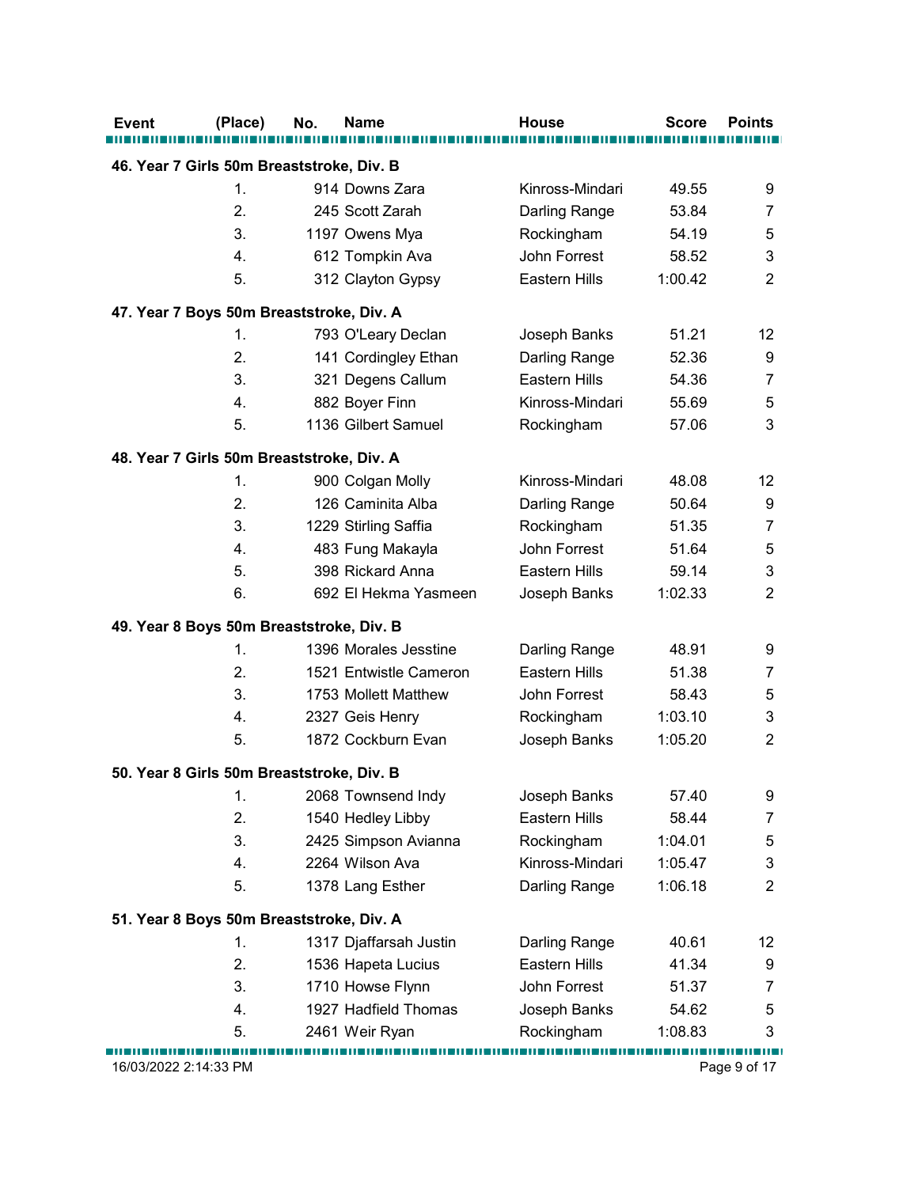| Event | (Place) | No. | Name | House | Score | Points |
|---|---|---|---|---|---|---|
| **46. Year 7 Girls 50m Breaststroke, Div. B** | | | | | | |
| | 1. | 914 | Downs Zara | Kinross-Mindari | 49.55 | 9 |
| | 2. | 245 | Scott Zarah | Darling Range | 53.84 | 7 |
| | 3. | 1197 | Owens Mya | Rockingham | 54.19 | 5 |
| | 4. | 612 | Tompkin Ava | John Forrest | 58.52 | 3 |
| | 5. | 312 | Clayton Gypsy | Eastern Hills | 1:00.42 | 2 |
| **47. Year 7 Boys 50m Breaststroke, Div. A** | | | | | | |
| | 1. | 793 | O'Leary Declan | Joseph Banks | 51.21 | 12 |
| | 2. | 141 | Cordingley Ethan | Darling Range | 52.36 | 9 |
| | 3. | 321 | Degens Callum | Eastern Hills | 54.36 | 7 |
| | 4. | 882 | Boyer Finn | Kinross-Mindari | 55.69 | 5 |
| | 5. | 1136 | Gilbert Samuel | Rockingham | 57.06 | 3 |
| **48. Year 7 Girls 50m Breaststroke, Div. A** | | | | | | |
| | 1. | 900 | Colgan Molly | Kinross-Mindari | 48.08 | 12 |
| | 2. | 126 | Caminita Alba | Darling Range | 50.64 | 9 |
| | 3. | 1229 | Stirling Saffia | Rockingham | 51.35 | 7 |
| | 4. | 483 | Fung Makayla | John Forrest | 51.64 | 5 |
| | 5. | 398 | Rickard Anna | Eastern Hills | 59.14 | 3 |
| | 6. | 692 | El Hekma Yasmeen | Joseph Banks | 1:02.33 | 2 |
| **49. Year 8 Boys 50m Breaststroke, Div. B** | | | | | | |
| | 1. | 1396 | Morales Jesstine | Darling Range | 48.91 | 9 |
| | 2. | 1521 | Entwistle Cameron | Eastern Hills | 51.38 | 7 |
| | 3. | 1753 | Mollett Matthew | John Forrest | 58.43 | 5 |
| | 4. | 2327 | Geis Henry | Rockingham | 1:03.10 | 3 |
| | 5. | 1872 | Cockburn Evan | Joseph Banks | 1:05.20 | 2 |
| **50. Year 8 Girls 50m Breaststroke, Div. B** | | | | | | |
| | 1. | 2068 | Townsend Indy | Joseph Banks | 57.40 | 9 |
| | 2. | 1540 | Hedley Libby | Eastern Hills | 58.44 | 7 |
| | 3. | 2425 | Simpson Avianna | Rockingham | 1:04.01 | 5 |
| | 4. | 2264 | Wilson Ava | Kinross-Mindari | 1:05.47 | 3 |
| | 5. | 1378 | Lang Esther | Darling Range | 1:06.18 | 2 |
| **51. Year 8 Boys 50m Breaststroke, Div. A** | | | | | | |
| | 1. | 1317 | Djaffarsah Justin | Darling Range | 40.61 | 12 |
| | 2. | 1536 | Hapeta Lucius | Eastern Hills | 41.34 | 9 |
| | 3. | 1710 | Howse Flynn | John Forrest | 51.37 | 7 |
| | 4. | 1927 | Hadfield Thomas | Joseph Banks | 54.62 | 5 |
| | 5. | 2461 | Weir Ryan | Rockingham | 1:08.83 | 3 |

16/03/2022 2:14:33 PM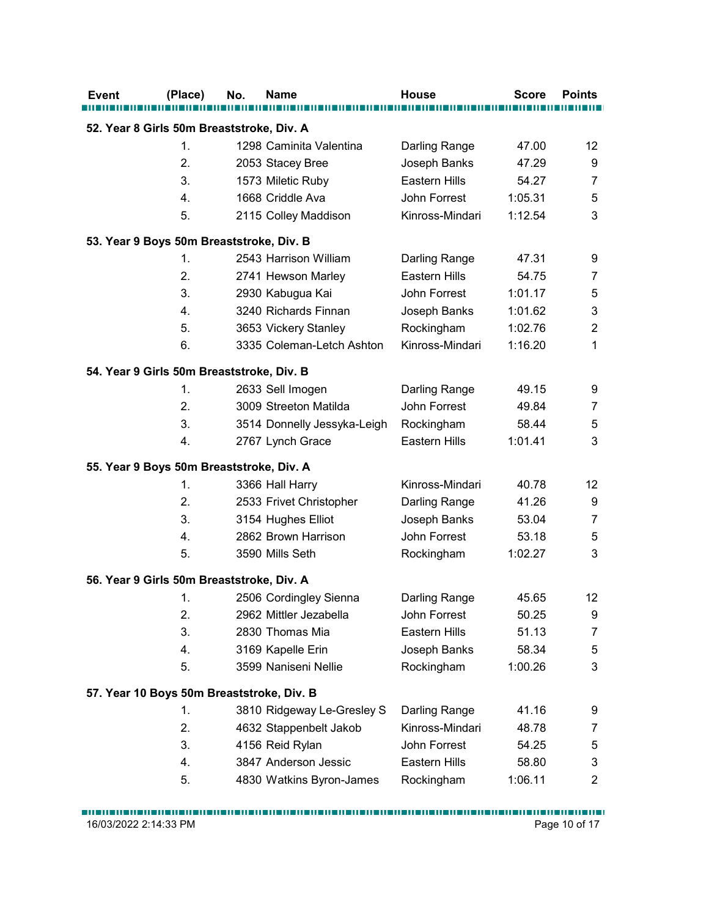| Event | (Place) | No. | Name | House | Score | Points |
|---|---|---|---|---|---|---|
| **52. Year 8 Girls 50m Breaststroke, Div. A** | | | | | | |
| | 1. | 1298 | Caminita Valentina | Darling Range | 47.00 | 12 |
| | 2. | 2053 | Stacey Bree | Joseph Banks | 47.29 | 9 |
| | 3. | 1573 | Miletic Ruby | Eastern Hills | 54.27 | 7 |
| | 4. | 1668 | Criddle Ava | John Forrest | 1:05.31 | 5 |
| | 5. | 2115 | Colley Maddison | Kinross-Mindari | 1:12.54 | 3 |
| **53. Year 9 Boys 50m Breaststroke, Div. B** | | | | | | |
| | 1. | 2543 | Harrison William | Darling Range | 47.31 | 9 |
| | 2. | 2741 | Hewson Marley | Eastern Hills | 54.75 | 7 |
| | 3. | 2930 | Kabugua Kai | John Forrest | 1:01.17 | 5 |
| | 4. | 3240 | Richards Finnan | Joseph Banks | 1:01.62 | 3 |
| | 5. | 3653 | Vickery Stanley | Rockingham | 1:02.76 | 2 |
| | 6. | 3335 | Coleman-Letch Ashton | Kinross-Mindari | 1:16.20 | 1 |
| **54. Year 9 Girls 50m Breaststroke, Div. B** | | | | | | |
| | 1. | 2633 | Sell Imogen | Darling Range | 49.15 | 9 |
| | 2. | 3009 | Streeton Matilda | John Forrest | 49.84 | 7 |
| | 3. | 3514 | Donnelly Jessyka-Leigh | Rockingham | 58.44 | 5 |
| | 4. | 2767 | Lynch Grace | Eastern Hills | 1:01.41 | 3 |
| **55. Year 9 Boys 50m Breaststroke, Div. A** | | | | | | |
| | 1. | 3366 | Hall Harry | Kinross-Mindari | 40.78 | 12 |
| | 2. | 2533 | Frivet Christopher | Darling Range | 41.26 | 9 |
| | 3. | 3154 | Hughes Elliot | Joseph Banks | 53.04 | 7 |
| | 4. | 2862 | Brown Harrison | John Forrest | 53.18 | 5 |
| | 5. | 3590 | Mills Seth | Rockingham | 1:02.27 | 3 |
| **56. Year 9 Girls 50m Breaststroke, Div. A** | | | | | | |
| | 1. | 2506 | Cordingley Sienna | Darling Range | 45.65 | 12 |
| | 2. | 2962 | Mittler Jezabella | John Forrest | 50.25 | 9 |
| | 3. | 2830 | Thomas Mia | Eastern Hills | 51.13 | 7 |
| | 4. | 3169 | Kapelle Erin | Joseph Banks | 58.34 | 5 |
| | 5. | 3599 | Naniseni Nellie | Rockingham | 1:00.26 | 3 |
| **57. Year 10 Boys 50m Breaststroke, Div. B** | | | | | | |
| | 1. | 3810 | Ridgeway Le-Gresley S | Darling Range | 41.16 | 9 |
| | 2. | 4632 | Stappenbelt Jakob | Kinross-Mindari | 48.78 | 7 |
| | 3. | 4156 | Reid Rylan | John Forrest | 54.25 | 5 |
| | 4. | 3847 | Anderson Jessic | Eastern Hills | 58.80 | 3 |
| | 5. | 4830 | Watkins Byron-James | Rockingham | 1:06.11 | 2 |

16/03/2022 2:14:33 PM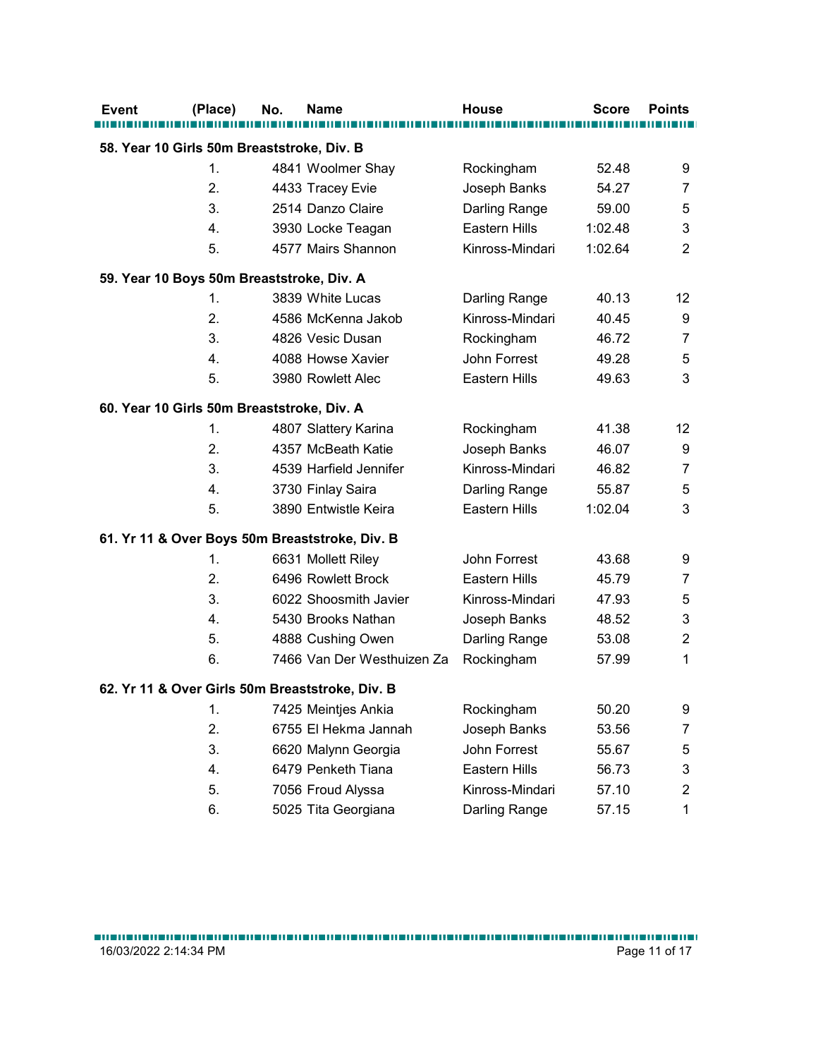| Event | (Place) | No. | Name | House | Score | Points |
|---|---|---|---|---|---|---|
| **58. Year 10 Girls 50m Breaststroke, Div. B** | | | | | | |
| | 1. | 4841 | Woolmer Shay | Rockingham | 52.48 | 9 |
| | 2. | 4433 | Tracey Evie | Joseph Banks | 54.27 | 7 |
| | 3. | 2514 | Danzo Claire | Darling Range | 59.00 | 5 |
| | 4. | 3930 | Locke Teagan | Eastern Hills | 1:02.48 | 3 |
| | 5. | 4577 | Mairs Shannon | Kinross-Mindari | 1:02.64 | 2 |
| **59. Year 10 Boys 50m Breaststroke, Div. A** | | | | | | |
| | 1. | 3839 | White Lucas | Darling Range | 40.13 | 12 |
| | 2. | 4586 | McKenna Jakob | Kinross-Mindari | 40.45 | 9 |
| | 3. | 4826 | Vesic Dusan | Rockingham | 46.72 | 7 |
| | 4. | 4088 | Howse Xavier | John Forrest | 49.28 | 5 |
| | 5. | 3980 | Rowlett Alec | Eastern Hills | 49.63 | 3 |
| **60. Year 10 Girls 50m Breaststroke, Div. A** | | | | | | |
| | 1. | 4807 | Slattery Karina | Rockingham | 41.38 | 12 |
| | 2. | 4357 | McBeath Katie | Joseph Banks | 46.07 | 9 |
| | 3. | 4539 | Harfield Jennifer | Kinross-Mindari | 46.82 | 7 |
| | 4. | 3730 | Finlay Saira | Darling Range | 55.87 | 5 |
| | 5. | 3890 | Entwistle Keira | Eastern Hills | 1:02.04 | 3 |
| **61. Yr 11 & Over Boys 50m Breaststroke, Div. B** | | | | | | |
| | 1. | 6631 | Mollett Riley | John Forrest | 43.68 | 9 |
| | 2. | 6496 | Rowlett Brock | Eastern Hills | 45.79 | 7 |
| | 3. | 6022 | Shoosmith Javier | Kinross-Mindari | 47.93 | 5 |
| | 4. | 5430 | Brooks Nathan | Joseph Banks | 48.52 | 3 |
| | 5. | 4888 | Cushing Owen | Darling Range | 53.08 | 2 |
| | 6. | 7466 | Van Der Westhuizen Za | Rockingham | 57.99 | 1 |
| **62. Yr 11 & Over Girls 50m Breaststroke, Div. B** | | | | | | |
| | 1. | 7425 | Meintjes Ankia | Rockingham | 50.20 | 9 |
| | 2. | 6755 | El Hekma Jannah | Joseph Banks | 53.56 | 7 |
| | 3. | 6620 | Malynn Georgia | John Forrest | 55.67 | 5 |
| | 4. | 6479 | Penketh Tiana | Eastern Hills | 56.73 | 3 |
| | 5. | 7056 | Froud Alyssa | Kinross-Mindari | 57.10 | 2 |
| | 6. | 5025 | Tita Georgiana | Darling Range | 57.15 | 1 |

16/03/2022 2:14:34 PM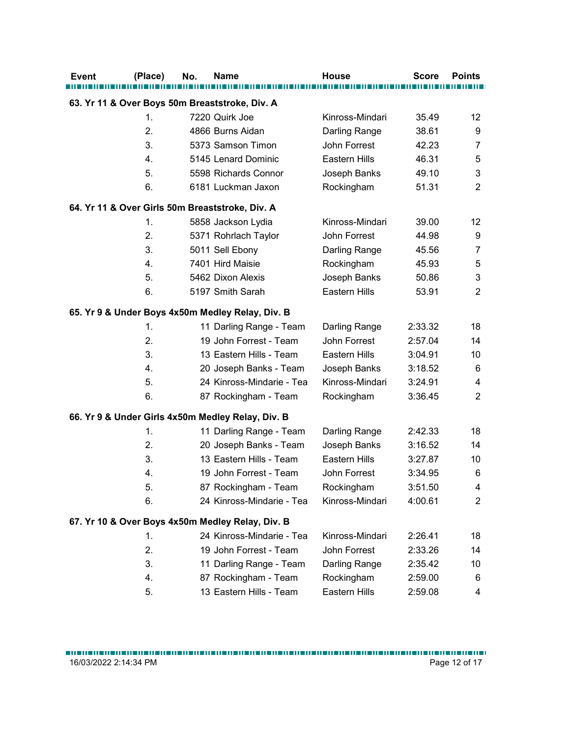| Event | (Place) | No. | Name | House | Score | Points |
|---|---|---|---|---|---|---|
| **63. Yr 11 & Over Boys 50m Breaststroke, Div. A** | | | | | | |
| | 1. | 7220 | Quirk Joe | Kinross-Mindari | 35.49 | 12 |
| | 2. | 4866 | Burns Aidan | Darling Range | 38.61 | 9 |
| | 3. | 5373 | Samson Timon | John Forrest | 42.23 | 7 |
| | 4. | 5145 | Lenard Dominic | Eastern Hills | 46.31 | 5 |
| | 5. | 5598 | Richards Connor | Joseph Banks | 49.10 | 3 |
| | 6. | 6181 | Luckman Jaxon | Rockingham | 51.31 | 2 |
| **64. Yr 11 & Over Girls 50m Breaststroke, Div. A** | | | | | | |
| | 1. | 5858 | Jackson Lydia | Kinross-Mindari | 39.00 | 12 |
| | 2. | 5371 | Rohrlach Taylor | John Forrest | 44.98 | 9 |
| | 3. | 5011 | Sell Ebony | Darling Range | 45.56 | 7 |
| | 4. | 7401 | Hird Maisie | Rockingham | 45.93 | 5 |
| | 5. | 5462 | Dixon Alexis | Joseph Banks | 50.86 | 3 |
| | 6. | 5197 | Smith Sarah | Eastern Hills | 53.91 | 2 |
| **65. Yr 9 & Under Boys 4x50m Medley Relay, Div. B** | | | | | | |
| | 1. | 11 | Darling Range - Team | Darling Range | 2:33.32 | 18 |
| | 2. | 19 | John Forrest - Team | John Forrest | 2:57.04 | 14 |
| | 3. | 13 | Eastern Hills - Team | Eastern Hills | 3:04.91 | 10 |
| | 4. | 20 | Joseph Banks - Team | Joseph Banks | 3:18.52 | 6 |
| | 5. | 24 | Kinross-Mindarie - Tea | Kinross-Mindari | 3:24.91 | 4 |
| | 6. | 87 | Rockingham - Team | Rockingham | 3:36.45 | 2 |
| **66. Yr 9 & Under Girls 4x50m Medley Relay, Div. B** | | | | | | |
| | 1. | 11 | Darling Range - Team | Darling Range | 2:42.33 | 18 |
| | 2. | 20 | Joseph Banks - Team | Joseph Banks | 3:16.52 | 14 |
| | 3. | 13 | Eastern Hills - Team | Eastern Hills | 3:27.87 | 10 |
| | 4. | 19 | John Forrest - Team | John Forrest | 3:34.95 | 6 |
| | 5. | 87 | Rockingham - Team | Rockingham | 3:51.50 | 4 |
| | 6. | 24 | Kinross-Mindarie - Tea | Kinross-Mindari | 4:00.61 | 2 |
| **67. Yr 10 & Over Boys 4x50m Medley Relay, Div. B** | | | | | | |
| | 1. | 24 | Kinross-Mindarie - Tea | Kinross-Mindari | 2:26.41 | 18 |
| | 2. | 19 | John Forrest - Team | John Forrest | 2:33.26 | 14 |
| | 3. | 11 | Darling Range - Team | Darling Range | 2:35.42 | 10 |
| | 4. | 87 | Rockingham - Team | Rockingham | 2:59.00 | 6 |
| | 5. | 13 | Eastern Hills - Team | Eastern Hills | 2:59.08 | 4 |

16/03/2022 2:14:34 PM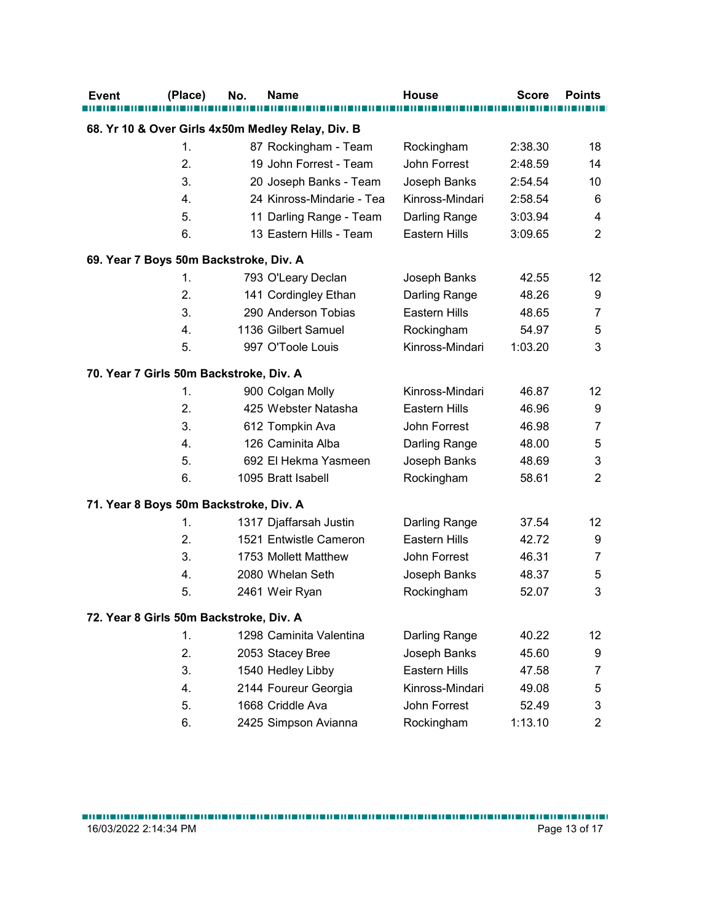| Event | (Place) | No. | Name | House | Score | Points |
|---|---|---|---|---|---|---|
| **68. Yr 10 & Over Girls 4x50m Medley Relay, Div. B** | | | | | | |
| | 1. | 87 | Rockingham - Team | Rockingham | 2:38.30 | 18 |
| | 2. | 19 | John Forrest - Team | John Forrest | 2:48.59 | 14 |
| | 3. | 20 | Joseph Banks - Team | Joseph Banks | 2:54.54 | 10 |
| | 4. | 24 | Kinross-Mindarie - Tea | Kinross-Mindari | 2:58.54 | 6 |
| | 5. | 11 | Darling Range - Team | Darling Range | 3:03.94 | 4 |
| | 6. | 13 | Eastern Hills - Team | Eastern Hills | 3:09.65 | 2 |
| **69. Year 7 Boys 50m Backstroke, Div. A** | | | | | | |
| | 1. | 793 | O'Leary Declan | Joseph Banks | 42.55 | 12 |
| | 2. | 141 | Cordingley Ethan | Darling Range | 48.26 | 9 |
| | 3. | 290 | Anderson Tobias | Eastern Hills | 48.65 | 7 |
| | 4. | 1136 | Gilbert Samuel | Rockingham | 54.97 | 5 |
| | 5. | 997 | O'Toole Louis | Kinross-Mindari | 1:03.20 | 3 |
| **70. Year 7 Girls 50m Backstroke, Div. A** | | | | | | |
| | 1. | 900 | Colgan Molly | Kinross-Mindari | 46.87 | 12 |
| | 2. | 425 | Webster Natasha | Eastern Hills | 46.96 | 9 |
| | 3. | 612 | Tompkin Ava | John Forrest | 46.98 | 7 |
| | 4. | 126 | Caminita Alba | Darling Range | 48.00 | 5 |
| | 5. | 692 | El Hekma Yasmeen | Joseph Banks | 48.69 | 3 |
| | 6. | 1095 | Bratt Isabell | Rockingham | 58.61 | 2 |
| **71. Year 8 Boys 50m Backstroke, Div. A** | | | | | | |
| | 1. | 1317 | Djaffarsah Justin | Darling Range | 37.54 | 12 |
| | 2. | 1521 | Entwistle Cameron | Eastern Hills | 42.72 | 9 |
| | 3. | 1753 | Mollett Matthew | John Forrest | 46.31 | 7 |
| | 4. | 2080 | Whelan Seth | Joseph Banks | 48.37 | 5 |
| | 5. | 2461 | Weir Ryan | Rockingham | 52.07 | 3 |
| **72. Year 8 Girls 50m Backstroke, Div. A** | | | | | | |
| | 1. | 1298 | Caminita Valentina | Darling Range | 40.22 | 12 |
| | 2. | 2053 | Stacey Bree | Joseph Banks | 45.60 | 9 |
| | 3. | 1540 | Hedley Libby | Eastern Hills | 47.58 | 7 |
| | 4. | 2144 | Foureur Georgia | Kinross-Mindari | 49.08 | 5 |
| | 5. | 1668 | Criddle Ava | John Forrest | 52.49 | 3 |
| | 6. | 2425 | Simpson Avianna | Rockingham | 1:13.10 | 2 |

16/03/2022 2:14:34 PM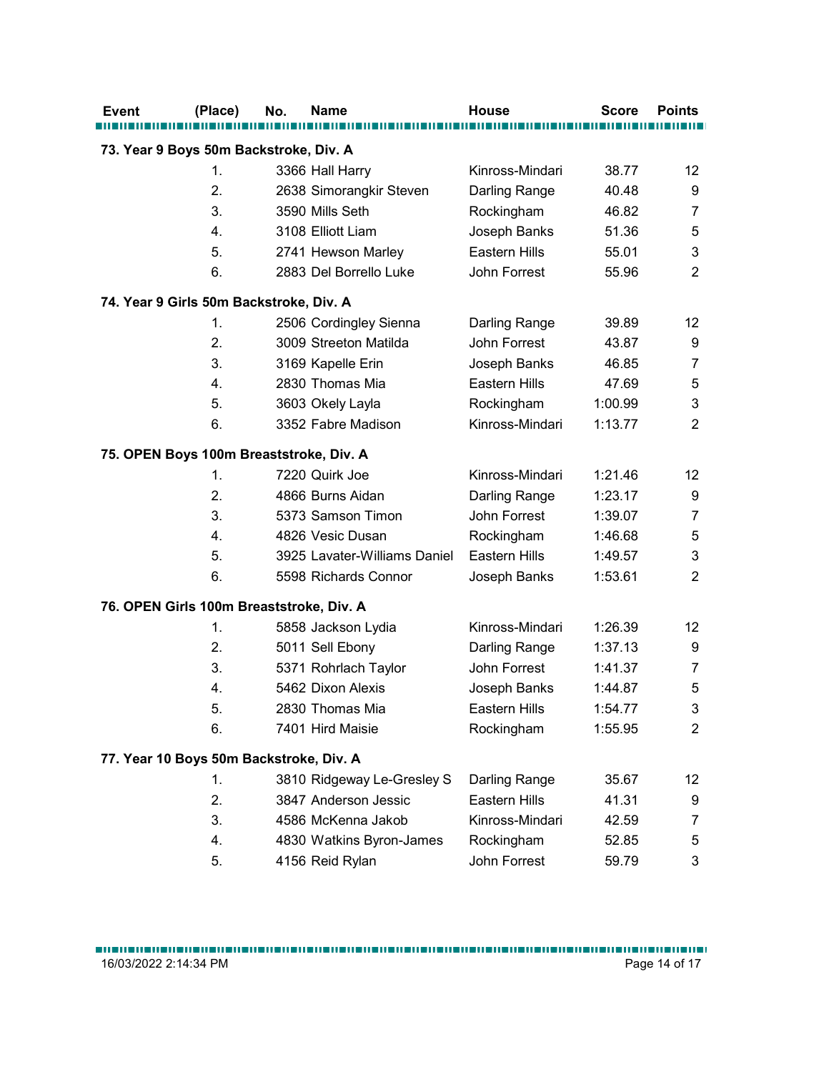| Event | (Place) | No. | Name | House | Score | Points |
|---|---|---|---|---|---|---|
| **73. Year 9 Boys 50m Backstroke, Div. A** | | | | | | |
| | 1. | 3366 | Hall Harry | Kinross-Mindari | 38.77 | 12 |
| | 2. | 2638 | Simorangkir Steven | Darling Range | 40.48 | 9 |
| | 3. | 3590 | Mills Seth | Rockingham | 46.82 | 7 |
| | 4. | 3108 | Elliott Liam | Joseph Banks | 51.36 | 5 |
| | 5. | 2741 | Hewson Marley | Eastern Hills | 55.01 | 3 |
| | 6. | 2883 | Del Borrello Luke | John Forrest | 55.96 | 2 |
| **74. Year 9 Girls 50m Backstroke, Div. A** | | | | | | |
| | 1. | 2506 | Cordingley Sienna | Darling Range | 39.89 | 12 |
| | 2. | 3009 | Streeton Matilda | John Forrest | 43.87 | 9 |
| | 3. | 3169 | Kapelle Erin | Joseph Banks | 46.85 | 7 |
| | 4. | 2830 | Thomas Mia | Eastern Hills | 47.69 | 5 |
| | 5. | 3603 | Okely Layla | Rockingham | 1:00.99 | 3 |
| | 6. | 3352 | Fabre Madison | Kinross-Mindari | 1:13.77 | 2 |
| **75. OPEN Boys 100m Breaststroke, Div. A** | | | | | | |
| | 1. | 7220 | Quirk Joe | Kinross-Mindari | 1:21.46 | 12 |
| | 2. | 4866 | Burns Aidan | Darling Range | 1:23.17 | 9 |
| | 3. | 5373 | Samson Timon | John Forrest | 1:39.07 | 7 |
| | 4. | 4826 | Vesic Dusan | Rockingham | 1:46.68 | 5 |
| | 5. | 3925 | Lavater-Williams Daniel | Eastern Hills | 1:49.57 | 3 |
| | 6. | 5598 | Richards Connor | Joseph Banks | 1:53.61 | 2 |
| **76. OPEN Girls 100m Breaststroke, Div. A** | | | | | | |
| | 1. | 5858 | Jackson Lydia | Kinross-Mindari | 1:26.39 | 12 |
| | 2. | 5011 | Sell Ebony | Darling Range | 1:37.13 | 9 |
| | 3. | 5371 | Rohrlach Taylor | John Forrest | 1:41.37 | 7 |
| | 4. | 5462 | Dixon Alexis | Joseph Banks | 1:44.87 | 5 |
| | 5. | 2830 | Thomas Mia | Eastern Hills | 1:54.77 | 3 |
| | 6. | 7401 | Hird Maisie | Rockingham | 1:55.95 | 2 |
| **77. Year 10 Boys 50m Backstroke, Div. A** | | | | | | |
| | 1. | 3810 | Ridgeway Le-Gresley S | Darling Range | 35.67 | 12 |
| | 2. | 3847 | Anderson Jessic | Eastern Hills | 41.31 | 9 |
| | 3. | 4586 | McKenna Jakob | Kinross-Mindari | 42.59 | 7 |
| | 4. | 4830 | Watkins Byron-James | Rockingham | 52.85 | 5 |
| | 5. | 4156 | Reid Rylan | John Forrest | 59.79 | 3 |

16/03/2022 2:14:34 PM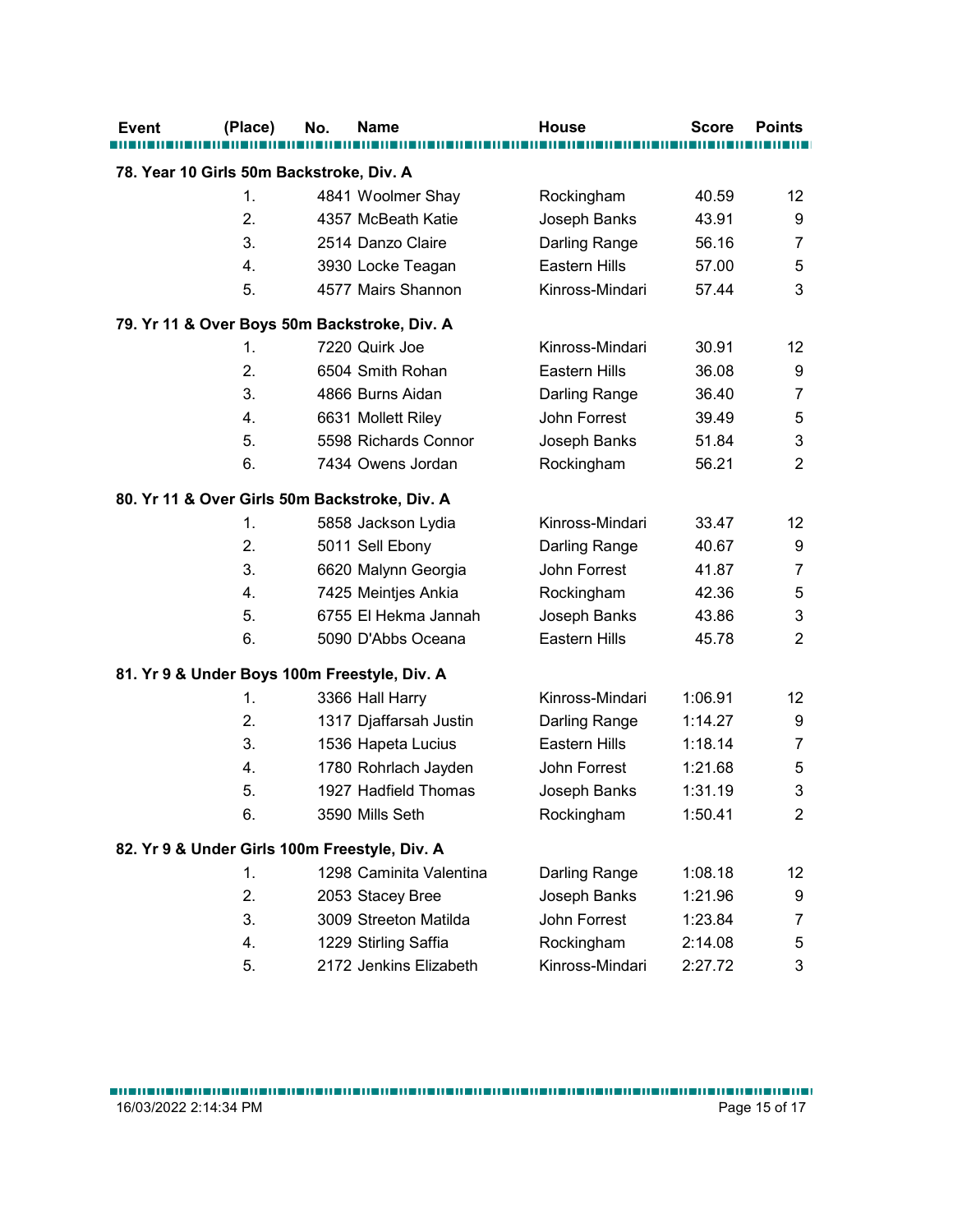| Event | (Place) | No. | Name | House | Score | Points |
|---|---|---|---|---|---|---|
| **78. Year 10 Girls 50m Backstroke, Div. A** | | | | | | |
| | 1. | 4841 | Woolmer Shay | Rockingham | 40.59 | 12 |
| | 2. | 4357 | McBeath Katie | Joseph Banks | 43.91 | 9 |
| | 3. | 2514 | Danzo Claire | Darling Range | 56.16 | 7 |
| | 4. | 3930 | Locke Teagan | Eastern Hills | 57.00 | 5 |
| | 5. | 4577 | Mairs Shannon | Kinross-Mindari | 57.44 | 3 |
| **79. Yr 11 & Over Boys 50m Backstroke, Div. A** | | | | | | |
| | 1. | 7220 | Quirk Joe | Kinross-Mindari | 30.91 | 12 |
| | 2. | 6504 | Smith Rohan | Eastern Hills | 36.08 | 9 |
| | 3. | 4866 | Burns Aidan | Darling Range | 36.40 | 7 |
| | 4. | 6631 | Mollett Riley | John Forrest | 39.49 | 5 |
| | 5. | 5598 | Richards Connor | Joseph Banks | 51.84 | 3 |
| | 6. | 7434 | Owens Jordan | Rockingham | 56.21 | 2 |
| **80. Yr 11 & Over Girls 50m Backstroke, Div. A** | | | | | | |
| | 1. | 5858 | Jackson Lydia | Kinross-Mindari | 33.47 | 12 |
| | 2. | 5011 | Sell Ebony | Darling Range | 40.67 | 9 |
| | 3. | 6620 | Malynn Georgia | John Forrest | 41.87 | 7 |
| | 4. | 7425 | Meintjes Ankia | Rockingham | 42.36 | 5 |
| | 5. | 6755 | El Hekma Jannah | Joseph Banks | 43.86 | 3 |
| | 6. | 5090 | D'Abbs Oceana | Eastern Hills | 45.78 | 2 |
| **81. Yr 9 & Under Boys 100m Freestyle, Div. A** | | | | | | |
| | 1. | 3366 | Hall Harry | Kinross-Mindari | 1:06.91 | 12 |
| | 2. | 1317 | Djaffarsah Justin | Darling Range | 1:14.27 | 9 |
| | 3. | 1536 | Hapeta Lucius | Eastern Hills | 1:18.14 | 7 |
| | 4. | 1780 | Rohrlach Jayden | John Forrest | 1:21.68 | 5 |
| | 5. | 1927 | Hadfield Thomas | Joseph Banks | 1:31.19 | 3 |
| | 6. | 3590 | Mills Seth | Rockingham | 1:50.41 | 2 |
| **82. Yr 9 & Under Girls 100m Freestyle, Div. A** | | | | | | |
| | 1. | 1298 | Caminita Valentina | Darling Range | 1:08.18 | 12 |
| | 2. | 2053 | Stacey Bree | Joseph Banks | 1:21.96 | 9 |
| | 3. | 3009 | Streeton Matilda | John Forrest | 1:23.84 | 7 |
| | 4. | 1229 | Stirling Saffia | Rockingham | 2:14.08 | 5 |
| | 5. | 2172 | Jenkins Elizabeth | Kinross-Mindari | 2:27.72 | 3 |

16/03/2022 2:14:34 PM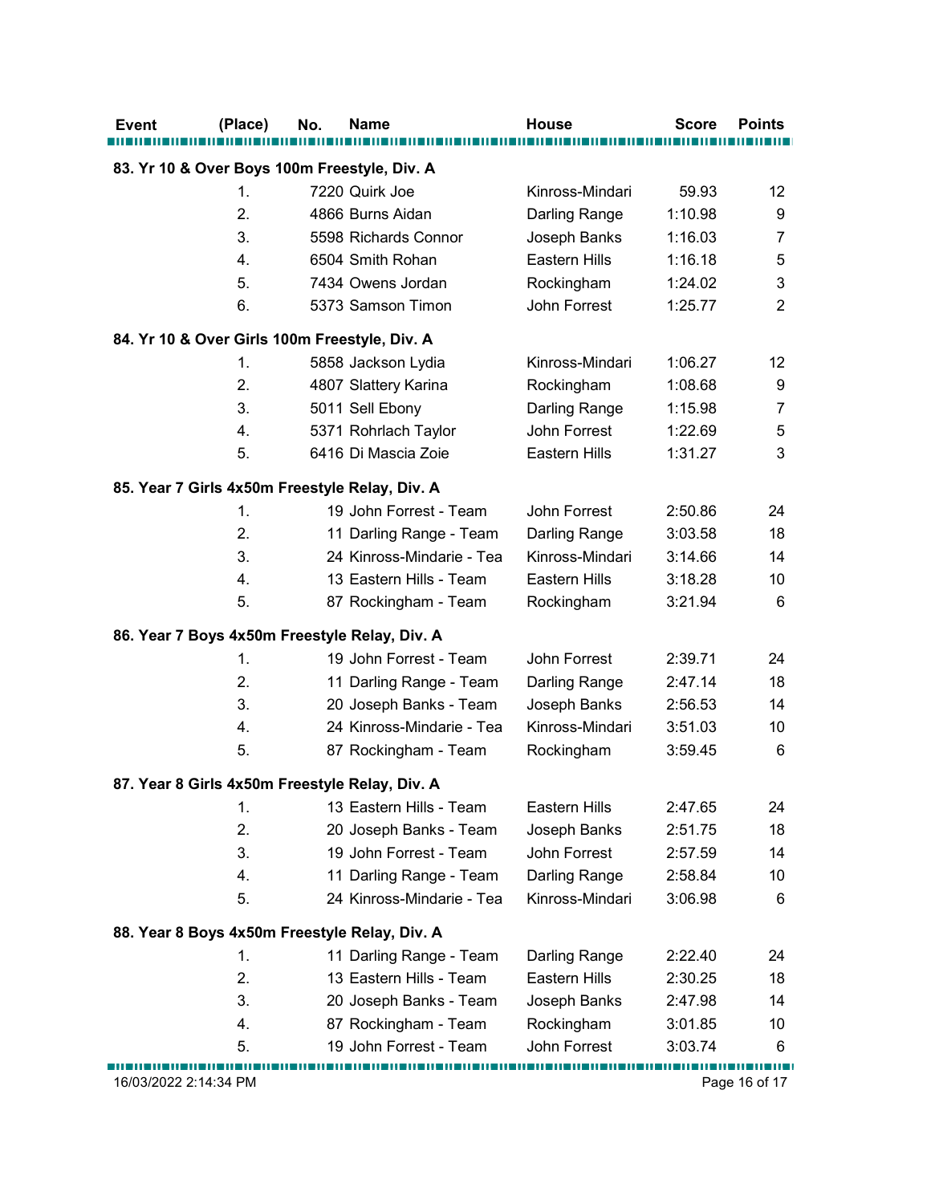| Event | (Place) | No. | Name | House | Score | Points |
|---|---|---|---|---|---|---|
| **83. Yr 10 & Over Boys 100m Freestyle, Div. A** | | | | | | |
| | 1. | 7220 | Quirk Joe | Kinross-Mindari | 59.93 | 12 |
| | 2. | 4866 | Burns Aidan | Darling Range | 1:10.98 | 9 |
| | 3. | 5598 | Richards Connor | Joseph Banks | 1:16.03 | 7 |
| | 4. | 6504 | Smith Rohan | Eastern Hills | 1:16.18 | 5 |
| | 5. | 7434 | Owens Jordan | Rockingham | 1:24.02 | 3 |
| | 6. | 5373 | Samson Timon | John Forrest | 1:25.77 | 2 |
| **84. Yr 10 & Over Girls 100m Freestyle, Div. A** | | | | | | |
| | 1. | 5858 | Jackson Lydia | Kinross-Mindari | 1:06.27 | 12 |
| | 2. | 4807 | Slattery Karina | Rockingham | 1:08.68 | 9 |
| | 3. | 5011 | Sell Ebony | Darling Range | 1:15.98 | 7 |
| | 4. | 5371 | Rohrlach Taylor | John Forrest | 1:22.69 | 5 |
| | 5. | 6416 | Di Mascia Zoie | Eastern Hills | 1:31.27 | 3 |
| **85. Year 7 Girls 4x50m Freestyle Relay, Div. A** | | | | | | |
| | 1. | 19 | John Forrest - Team | John Forrest | 2:50.86 | 24 |
| | 2. | 11 | Darling Range - Team | Darling Range | 3:03.58 | 18 |
| | 3. | 24 | Kinross-Mindarie - Tea | Kinross-Mindari | 3:14.66 | 14 |
| | 4. | 13 | Eastern Hills - Team | Eastern Hills | 3:18.28 | 10 |
| | 5. | 87 | Rockingham - Team | Rockingham | 3:21.94 | 6 |
| **86. Year 7 Boys 4x50m Freestyle Relay, Div. A** | | | | | | |
| | 1. | 19 | John Forrest - Team | John Forrest | 2:39.71 | 24 |
| | 2. | 11 | Darling Range - Team | Darling Range | 2:47.14 | 18 |
| | 3. | 20 | Joseph Banks - Team | Joseph Banks | 2:56.53 | 14 |
| | 4. | 24 | Kinross-Mindarie - Tea | Kinross-Mindari | 3:51.03 | 10 |
| | 5. | 87 | Rockingham - Team | Rockingham | 3:59.45 | 6 |
| **87. Year 8 Girls 4x50m Freestyle Relay, Div. A** | | | | | | |
| | 1. | 13 | Eastern Hills - Team | Eastern Hills | 2:47.65 | 24 |
| | 2. | 20 | Joseph Banks - Team | Joseph Banks | 2:51.75 | 18 |
| | 3. | 19 | John Forrest - Team | John Forrest | 2:57.59 | 14 |
| | 4. | 11 | Darling Range - Team | Darling Range | 2:58.84 | 10 |
| | 5. | 24 | Kinross-Mindarie - Tea | Kinross-Mindari | 3:06.98 | 6 |
| **88. Year 8 Boys 4x50m Freestyle Relay, Div. A** | | | | | | |
| | 1. | 11 | Darling Range - Team | Darling Range | 2:22.40 | 24 |
| | 2. | 13 | Eastern Hills - Team | Eastern Hills | 2:30.25 | 18 |
| | 3. | 20 | Joseph Banks - Team | Joseph Banks | 2:47.98 | 14 |
| | 4. | 87 | Rockingham - Team | Rockingham | 3:01.85 | 10 |
| | 5. | 19 | John Forrest - Team | John Forrest | 3:03.74 | 6 |

16/03/2022 2:14:34 PM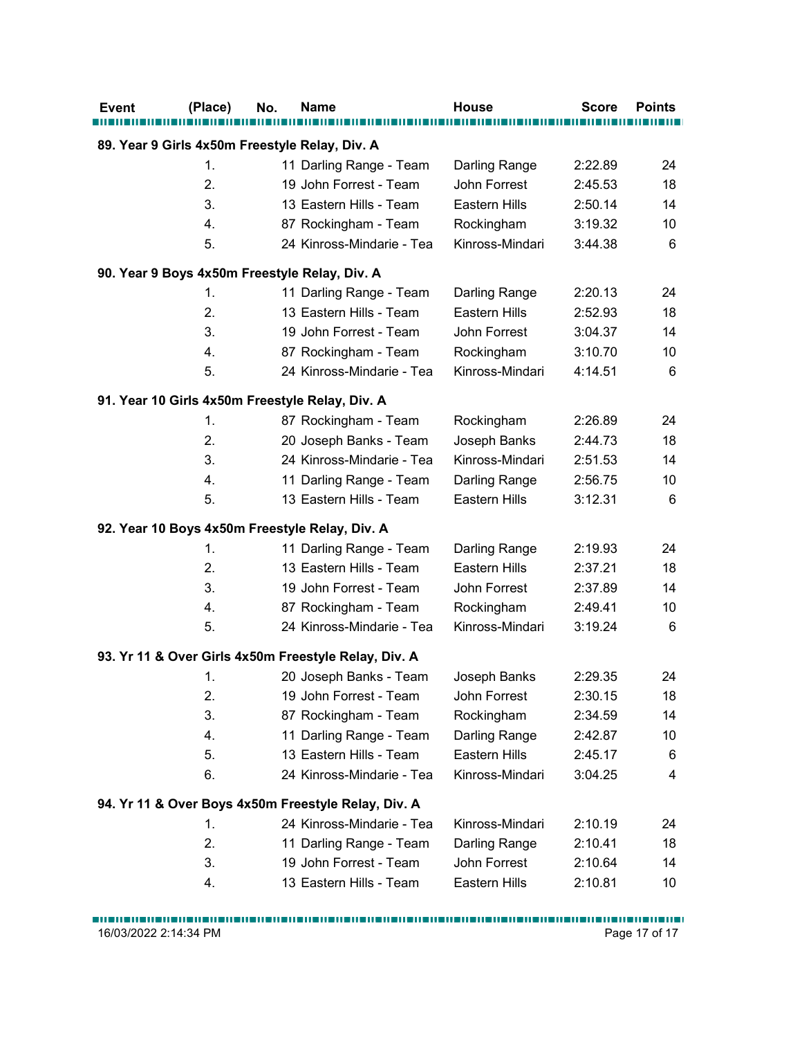| Event | (Place) | No. | Name | House | Score | Points |
|---|---|---|---|---|---|---|
| **89. Year 9 Girls 4x50m Freestyle Relay, Div. A** | | | | | | |
| | 1. | 11 | Darling Range - Team | Darling Range | 2:22.89 | 24 |
| | 2. | 19 | John Forrest - Team | John Forrest | 2:45.53 | 18 |
| | 3. | 13 | Eastern Hills - Team | Eastern Hills | 2:50.14 | 14 |
| | 4. | 87 | Rockingham - Team | Rockingham | 3:19.32 | 10 |
| | 5. | 24 | Kinross-Mindarie - Tea | Kinross-Mindari | 3:44.38 | 6 |
| **90. Year 9 Boys 4x50m Freestyle Relay, Div. A** | | | | | | |
| | 1. | 11 | Darling Range - Team | Darling Range | 2:20.13 | 24 |
| | 2. | 13 | Eastern Hills - Team | Eastern Hills | 2:52.93 | 18 |
| | 3. | 19 | John Forrest - Team | John Forrest | 3:04.37 | 14 |
| | 4. | 87 | Rockingham - Team | Rockingham | 3:10.70 | 10 |
| | 5. | 24 | Kinross-Mindarie - Tea | Kinross-Mindari | 4:14.51 | 6 |
| **91. Year 10 Girls 4x50m Freestyle Relay, Div. A** | | | | | | |
| | 1. | 87 | Rockingham - Team | Rockingham | 2:26.89 | 24 |
| | 2. | 20 | Joseph Banks - Team | Joseph Banks | 2:44.73 | 18 |
| | 3. | 24 | Kinross-Mindarie - Tea | Kinross-Mindari | 2:51.53 | 14 |
| | 4. | 11 | Darling Range - Team | Darling Range | 2:56.75 | 10 |
| | 5. | 13 | Eastern Hills - Team | Eastern Hills | 3:12.31 | 6 |
| **92. Year 10 Boys 4x50m Freestyle Relay, Div. A** | | | | | | |
| | 1. | 11 | Darling Range - Team | Darling Range | 2:19.93 | 24 |
| | 2. | 13 | Eastern Hills - Team | Eastern Hills | 2:37.21 | 18 |
| | 3. | 19 | John Forrest - Team | John Forrest | 2:37.89 | 14 |
| | 4. | 87 | Rockingham - Team | Rockingham | 2:49.41 | 10 |
| | 5. | 24 | Kinross-Mindarie - Tea | Kinross-Mindari | 3:19.24 | 6 |
| **93. Yr 11 & Over Girls 4x50m Freestyle Relay, Div. A** | | | | | | |
| | 1. | 20 | Joseph Banks - Team | Joseph Banks | 2:29.35 | 24 |
| | 2. | 19 | John Forrest - Team | John Forrest | 2:30.15 | 18 |
| | 3. | 87 | Rockingham - Team | Rockingham | 2:34.59 | 14 |
| | 4. | 11 | Darling Range - Team | Darling Range | 2:42.87 | 10 |
| | 5. | 13 | Eastern Hills - Team | Eastern Hills | 2:45.17 | 6 |
| | 6. | 24 | Kinross-Mindarie - Tea | Kinross-Mindari | 3:04.25 | 4 |
| **94. Yr 11 & Over Boys 4x50m Freestyle Relay, Div. A** | | | | | | |
| | 1. | 24 | Kinross-Mindarie - Tea | Kinross-Mindari | 2:10.19 | 24 |
| | 2. | 11 | Darling Range - Team | Darling Range | 2:10.41 | 18 |
| | 3. | 19 | John Forrest - Team | John Forrest | 2:10.64 | 14 |
| | 4. | 13 | Eastern Hills - Team | Eastern Hills | 2:10.81 | 10 |

16/03/2022 2:14:34 PM